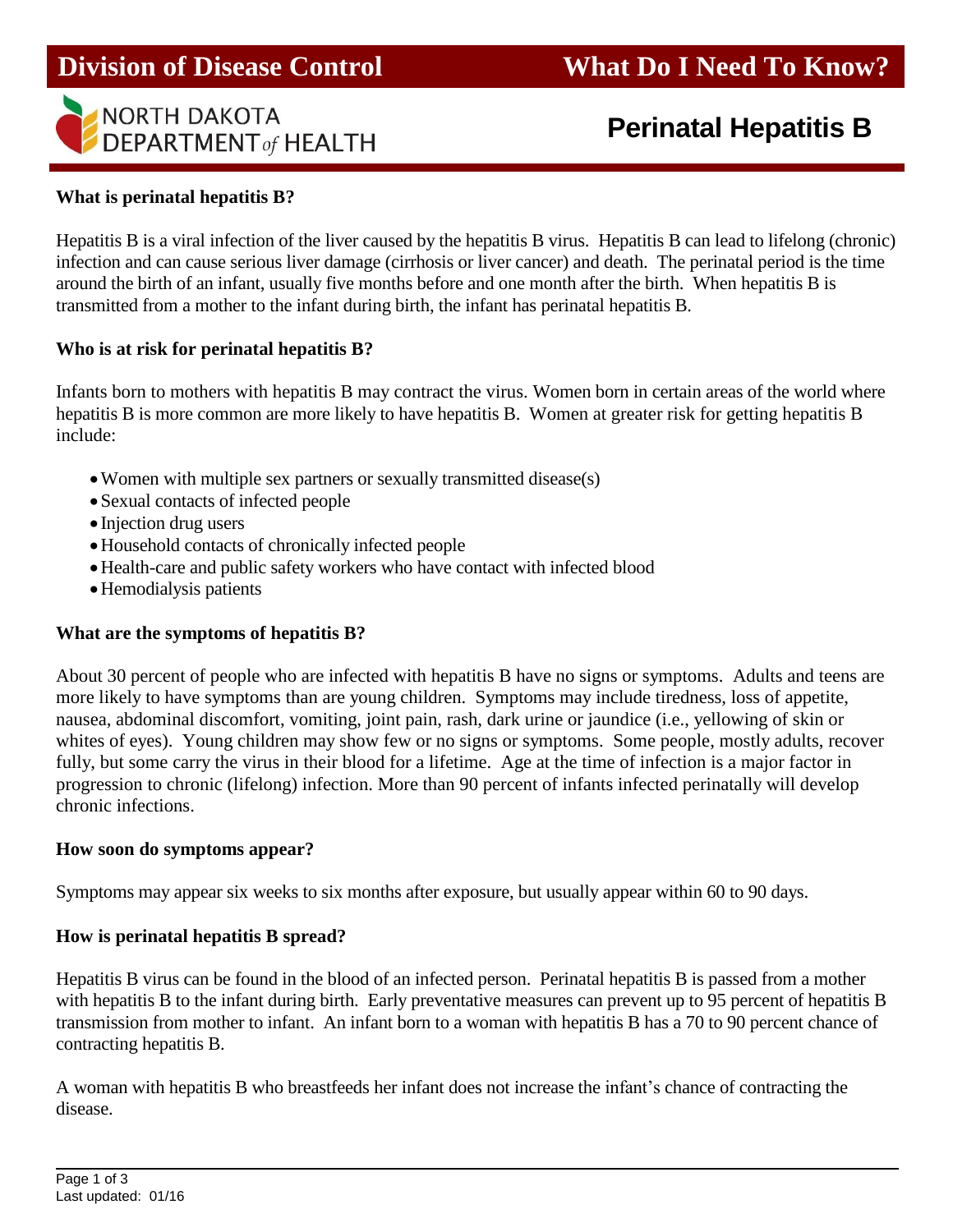# Division of Disease Control

# What Do I Need To Know?

NORTH DAKOTA DEPARTMENT of HEALTH

## Perinatal Hepatitis B

**What is perinatal hepatitis B?**

Hepatitis B is a viral infection of the liver caused by the hepatitis B virus. Hepatitis B can lead to lifelong (chronic) infection and can cause serious liver damage (cirrhosis or liver cancer) and death. The perinatal period is the time around the birth of an infant, usually five months before and one month after the birth. When hepatitis B is transmitted from a mother to the infant during birth, the infant has perinatal hepatitis B.

**Who is at risk for perinatal hepatitis B?**

Infants born to mothers with hepatitis B may contract the virus. Women born in certain areas of the world where hepatitis B is more common are more likely to have hepatitis B. Women at greater risk for getting hepatitis B include:

- Women with multiple sex partners or sexually transmitted disease(s)
- Sexual contacts of infected people
- Injection drug users
- Household contacts of chronically infected people
- Health-care and public safety workers who have contact with infected blood
- Hemodialysis patients

**What are the symptoms of hepatitis B?**

About 30 percent of people who are infected with hepatitis B have no signs or symptoms. Adults and teens are more likely to have symptoms than are young children. Symptoms may include tiredness, loss of appetite, nausea, abdominal discomfort, vomiting, joint pain, rash, dark urine or jaundice (i.e., yellowing of skin or whites of eyes). Young children may show few or no signs or symptoms. Some people, mostly adults, recover fully, but some carry the virus in their blood for a lifetime. Age at the time of infection is a major factor in progression to chronic (lifelong) infection. More than 90 percent of infants infected perinatally will develop chronic infections.

**How soon do symptoms appear?**

Symptoms may appear six weeks to six months after exposure, but usually appear within 60 to 90 days.

**How is perinatal hepatitis B spread?**

Hepatitis B virus can be found in the blood of an infected person. Perinatal hepatitis B is passed from a mother with hepatitis B to the infant during birth. Early preventative measures can prevent up to 95 percent of hepatitis B transmission from mother to infant. An infant born to a woman with hepatitis B has a 70 to 90 percent chance of contracting hepatitis B.

A woman with hepatitis B who breastfeeds her infant does not increase the infant's chance of contracting the disease.

Last updated: 01/16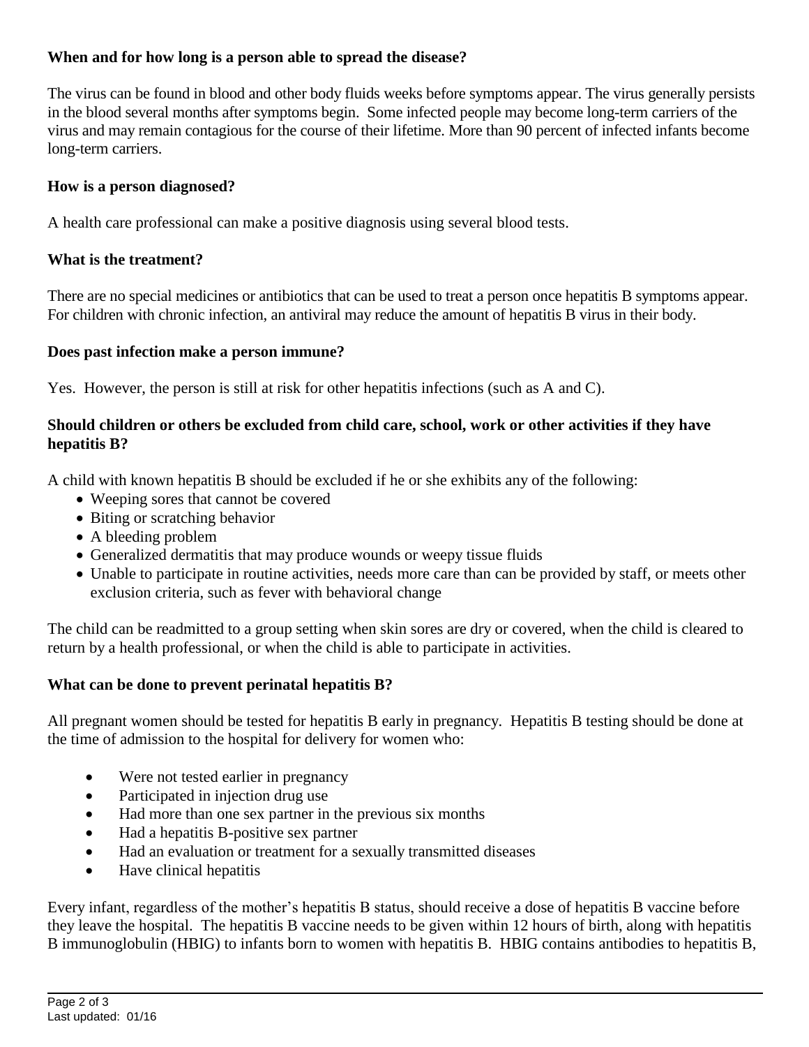**When and for how long is a person able to spread the disease?**

The virus can be found in blood and other body fluids weeks before symptoms appear. The virus generally persists in the blood several months after symptoms begin. Some infected people may become long-term carriers of the virus and may remain contagious for the course of their lifetime. More than 90 percent of infected infants become long-term carriers.

**How is a person diagnosed?**

A health care professional can make a positive diagnosis using several blood tests.

**What is the treatment?**

There are no special medicines or antibiotics that can be used to treat a person once hepatitis B symptoms appear. For children with chronic infection, an antiviral may reduce the amount of hepatitis B virus in their body.

**Does past infection make a person immune?**

Yes. However, the person is still at risk for other hepatitis infections (such as A and C).

**Should children or others be excluded from child care, school, work or other activities if they have hepatitis B?**

A child with known hepatitis B should be excluded if he or she exhibits any of the following:

- Weeping sores that cannot be covered
- Biting or scratching behavior
- A bleeding problem
- Generalized dermatitis that may produce wounds or weepy tissue fluids
- Unable to participate in routine activities, needs more care than can be provided by staff, or meets other exclusion criteria, such as fever with behavioral change

The child can be readmitted to a group setting when skin sores are dry or covered, when the child is cleared to return by a health professional, or when the child is able to participate in activities.

**What can be done to prevent perinatal hepatitis B?**

All pregnant women should be tested for hepatitis B early in pregnancy. Hepatitis B testing should be done at the time of admission to the hospital for delivery for women who:

- Were not tested earlier in pregnancy
- Participated in injection drug use
- Had more than one sex partner in the previous six months
- Had a hepatitis B-positive sex partner
- Had an evaluation or treatment for a sexually transmitted diseases
- Have clinical hepatitis

Every infant, regardless of the mother's hepatitis B status, should receive a dose of hepatitis B vaccine before they leave the hospital. The hepatitis B vaccine needs to be given within 12 hours of birth, along with hepatitis B immunoglobulin (HBIG) to infants born to women with hepatitis B. HBIG contains antibodies to hepatitis B,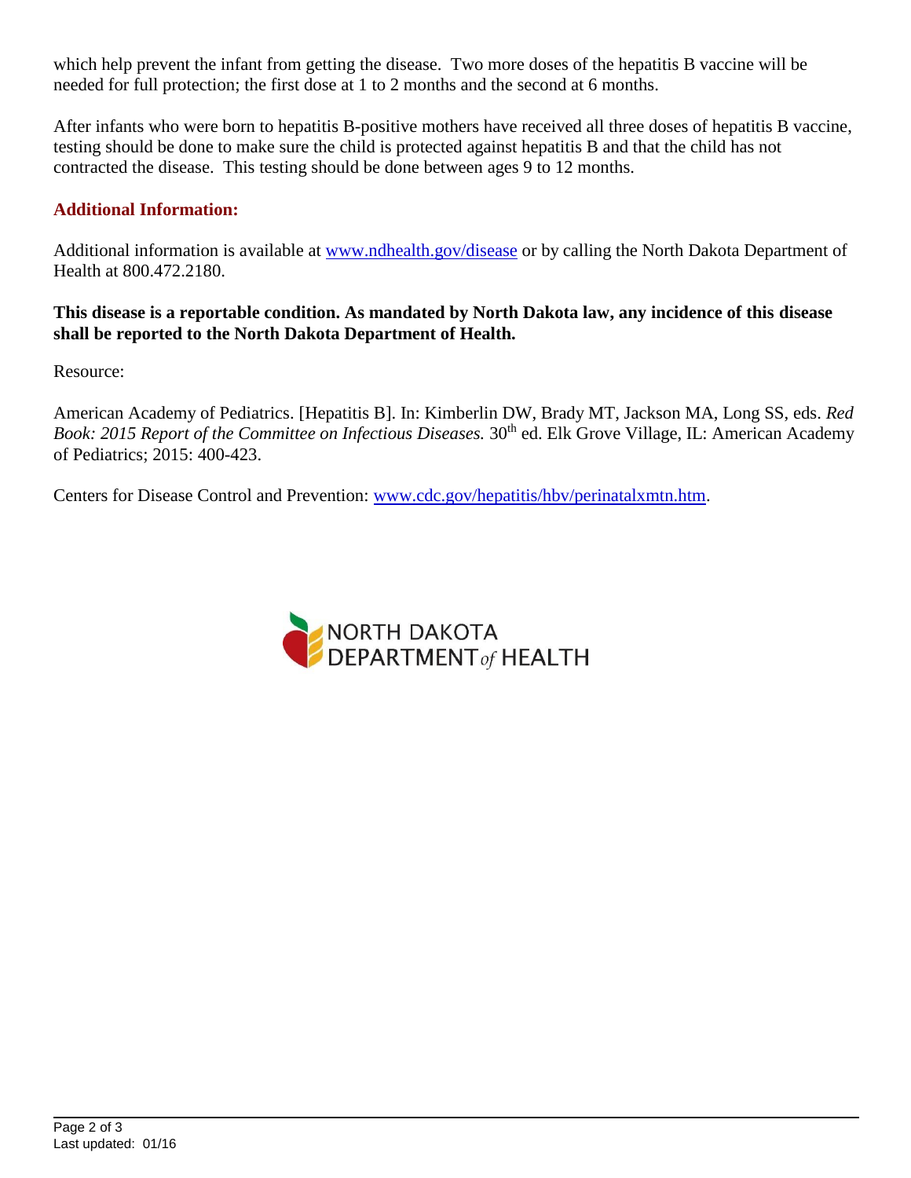which help prevent the infant from getting the disease. Two more doses of the hepatitis B vaccine will be needed for full protection; the first dose at 1 to 2 months and the second at 6 months.

After infants who were born to hepatitis B-positive mothers have received all three doses of hepatitis B vaccine, testing should be done to make sure the child is protected against hepatitis B and that the child has not contracted the disease. This testing should be done between ages 9 to 12 months.

### Additional Information:

Additional information is available at [www.ndhealth.gov/disease](http://www.ndhealth.gov/disease) or by calling the North Dakota Department of Health at 800.472.2180.

**This disease is a reportable condition. As mandated by North Dakota law, any incidence of this disease shall be reported to the North Dakota Department of Health.**

Resource:

American Academy of Pediatrics. [Hepatitis B]. In: Kimberlin DW, Brady MT, Jackson MA, Long SS, eds. *Red Book: 2015 Report of the Committee on Infectious Diseases.* 30th ed. Elk Grove Village, IL: American Academy of Pediatrics; 2015: 400-423.

Centers for Disease Control and Prevention: [www.cdc.gov/hepatitis/hbv/perinatalxmtn.htm](http://www.cdc.gov/hepatitis/hbv/perinatalxmtn.htm).

NORTH DAKOTA DEPARTMENT of HEALTH

Last updated: 01/16